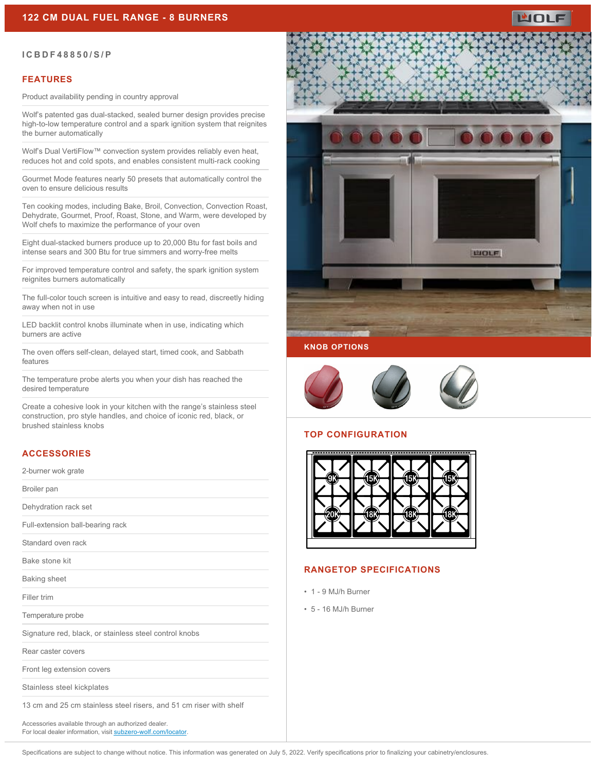# 122 CM DUAL FUEL RANGE - 8 BURNERS

ICBDF48850/S/P

## FEATURES

Product availability pending in country approval

Wolf's patented gas dual-stacked, sealed burner design provides precise high-to-low temperature control and a spark ignition system that reignites the burner automatically

Wolf's Dual VertiFlow™ convection system provides reliably even heat, reduces hot and cold spots, and enables consistent multi-rack cooking

Gourmet Mode features nearly 50 presets that automatically control the oven to ensure delicious results

Ten cooking modes, including Bake, Broil, Convection, Convection Roast, Dehydrate, Gourmet, Proof, Roast, Stone, and Warm, were developed by Wolf chefs to maximize the performance of your oven

Eight dual-stacked burners produce up to 20,000 Btu for fast boils and intense sears and 300 Btu for true simmers and worry-free melts

For improved temperature control and safety, the spark ignition system reignites burners automatically

The full-color touch screen is intuitive and easy to read, discreetly hiding away when not in use

LED backlit control knobs illuminate when in use, indicating which burners are active

The oven offers self-clean, delayed start, timed cook, and Sabbath features

The temperature probe alerts you when your dish has reached the desired temperature

Create a cohesive look in your kitchen with the range's stainless steel construction, pro style handles, and choice of iconic red, black, or brushed stainless knobs

## ACCESSORIES

2-burner wok grate

Broiler pan

Dehydration rack set

Full-extension ball-bearing rack

Standard oven rack

Bake stone kit

Baking sheet

Filler trim

Temperature probe

Signature red, black, or stainless steel control knobs

Rear caster covers

Front leg extension covers

Stainless steel kickplates

13 cm and 25 cm stainless steel risers, and 51 cm riser with shelf

Accessories available through an authorized dealer.
For local dealer information, visit subzero-wolf.com/locator.

## KNOB OPTIONS

## TOP CONFIGURATION

9K, 15K, 15K, 15K
20K, 18K, 18K, 18K

## RANGETOP SPECIFICATIONS

- 1 - 9 MJ/h Burner
- 5 - 16 MJ/h Burner

Specifications are subject to change without notice. This information was generated on July 5, 2022. Verify specifications prior to finalizing your cabinetry/enclosures.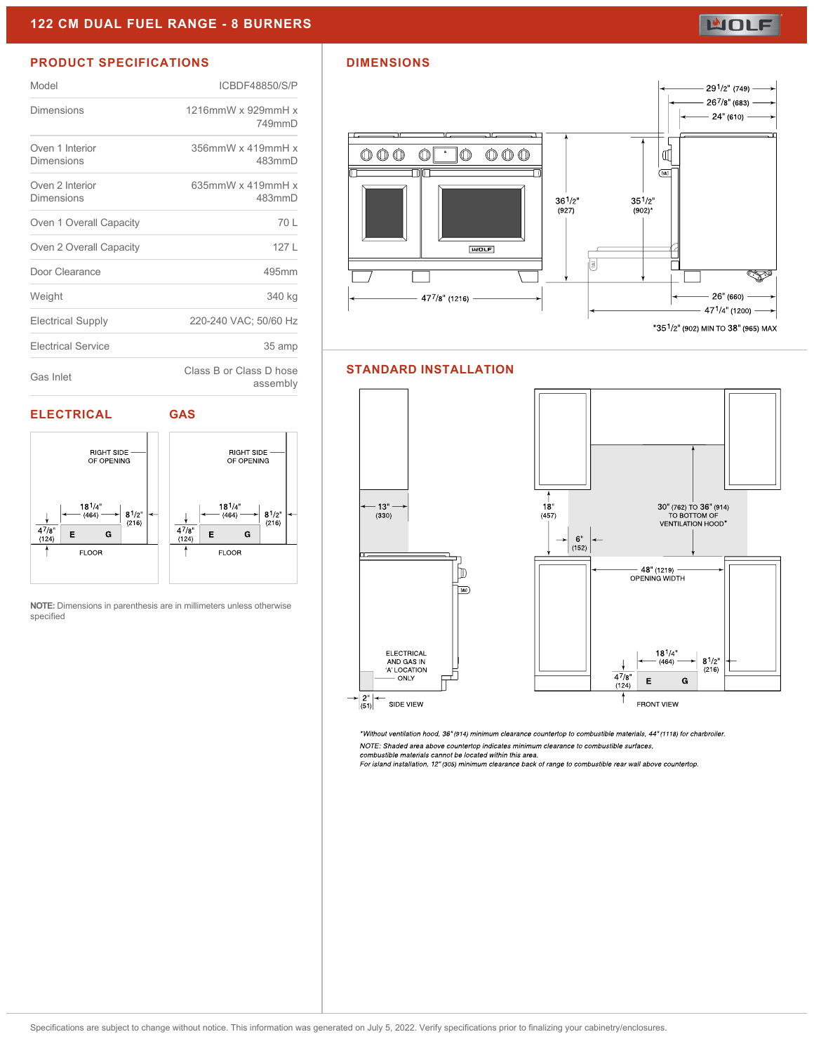# 122 CM DUAL FUEL RANGE - 8 BURNERS

## PRODUCT SPECIFICATIONS

| | |
|---|---|
| Model | ICBDF48850/S/P |
| Dimensions | 1216mmW x 929mmH x 749mmD |
| Oven 1 Interior Dimensions | 356mmW x 419mmH x 483mmD |
| Oven 2 Interior Dimensions | 635mmW x 419mmH x 483mmD |
| Oven 1 Overall Capacity | 70 L |
| Oven 2 Overall Capacity | 127 L |
| Door Clearance | 495mm |
| Weight | 340 kg |
| Electrical Supply | 220-240 VAC; 50/60 Hz |
| Electrical Service | 35 amp |
| Gas Inlet | Class B or Class D hose assembly |

## ELECTRICAL

RIGHT SIDE OF OPENING

18 1/4" (464)

8 1/2" (216)

4 7/8" (124)

E G

FLOOR

## GAS

RIGHT SIDE OF OPENING

18 1/4" (464)

8 1/2" (216)

4 7/8" (124)

E G

FLOOR

**NOTE:** Dimensions in parenthesis are in millimeters unless otherwise specified

## DIMENSIONS

29 1/2" (749)

26 7/8" (683)

24" (610)

36 1/2" (927)

35 1/2" (902)*

47 7/8" (1216)

26" (660)

47 1/4" (1200)

*35 1/2" (902) MIN TO 38" (965) MAX

## STANDARD INSTALLATION

13" (330)

18" (457)

6" (152)

30" (762) TO 36" (914) TO BOTTOM OF VENTILATION HOOD*

48" (1219) OPENING WIDTH

ELECTRICAL AND GAS IN 'A' LOCATION ONLY

2" (51)

SIDE VIEW

18 1/4" (464)

8 1/2" (216)

4 7/8" (124)

E G

FRONT VIEW

*Without ventilation hood, 36" (914) minimum clearance countertop to combustible materials, 44" (1118) for charbroiler.*

*NOTE: Shaded area above countertop indicates minimum clearance to combustible surfaces, combustible materials cannot be located within this area.*

*For island installation, 12" (305) minimum clearance back of range to combustible rear wall above countertop.*

Specifications are subject to change without notice. This information was generated on July 5, 2022. Verify specifications prior to finalizing your cabinetry/enclosures.